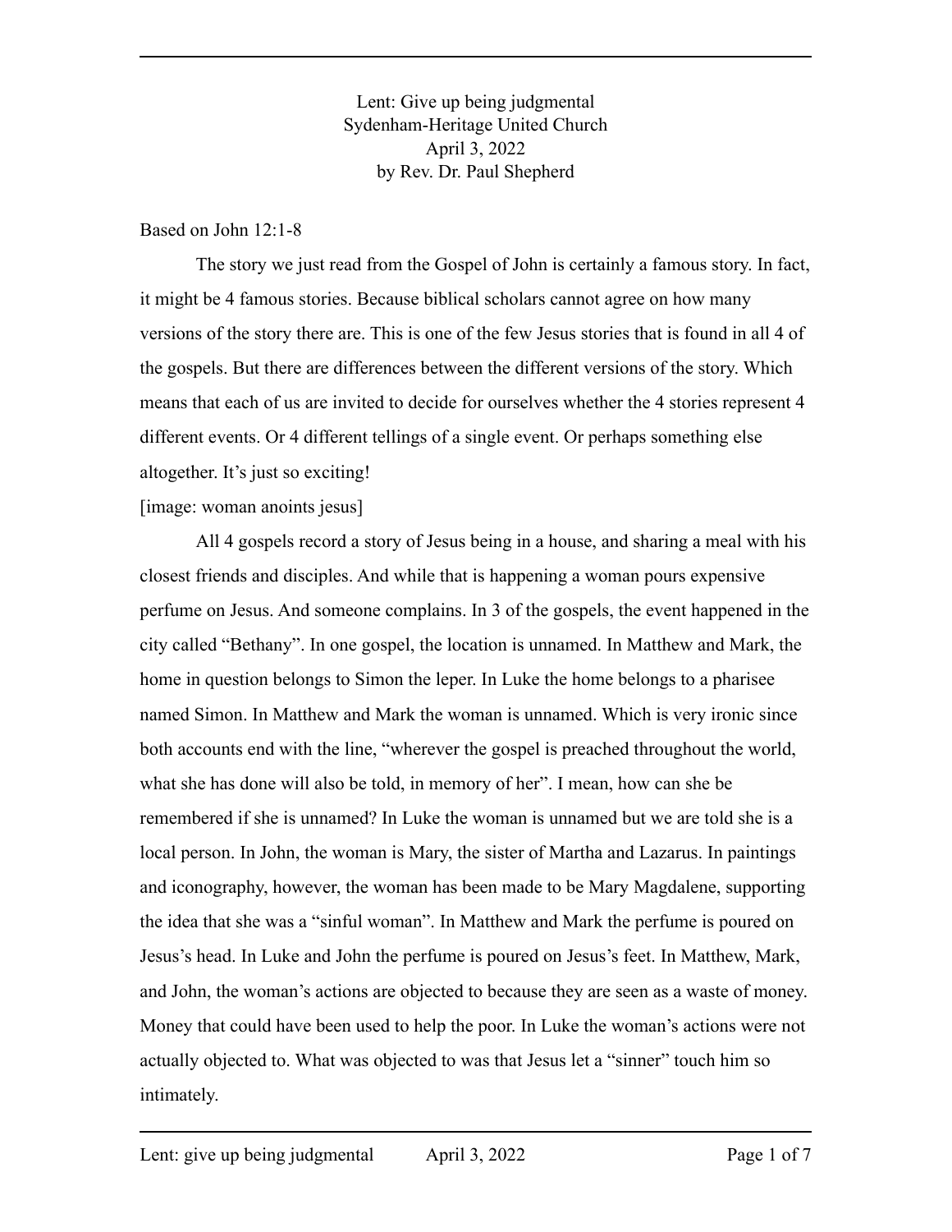Lent: Give up being judgmental
Sydenham-Heritage United Church
April 3, 2022
by Rev. Dr. Paul Shepherd

Based on John 12:1-8

The story we just read from the Gospel of John is certainly a famous story. In fact, it might be 4 famous stories. Because biblical scholars cannot agree on how many versions of the story there are. This is one of the few Jesus stories that is found in all 4 of the gospels. But there are differences between the different versions of the story. Which means that each of us are invited to decide for ourselves whether the 4 stories represent 4 different events. Or 4 different tellings of a single event. Or perhaps something else altogether. It's just so exciting!

[image: woman anoints jesus]

All 4 gospels record a story of Jesus being in a house, and sharing a meal with his closest friends and disciples. And while that is happening a woman pours expensive perfume on Jesus. And someone complains. In 3 of the gospels, the event happened in the city called "Bethany". In one gospel, the location is unnamed. In Matthew and Mark, the home in question belongs to Simon the leper. In Luke the home belongs to a pharisee named Simon. In Matthew and Mark the woman is unnamed. Which is very ironic since both accounts end with the line, "wherever the gospel is preached throughout the world, what she has done will also be told, in memory of her". I mean, how can she be remembered if she is unnamed? In Luke the woman is unnamed but we are told she is a local person. In John, the woman is Mary, the sister of Martha and Lazarus. In paintings and iconography, however, the woman has been made to be Mary Magdalene, supporting the idea that she was a "sinful woman". In Matthew and Mark the perfume is poured on Jesus's head. In Luke and John the perfume is poured on Jesus's feet. In Matthew, Mark, and John, the woman's actions are objected to because they are seen as a waste of money. Money that could have been used to help the poor. In Luke the woman's actions were not actually objected to. What was objected to was that Jesus let a "sinner" touch him so intimately.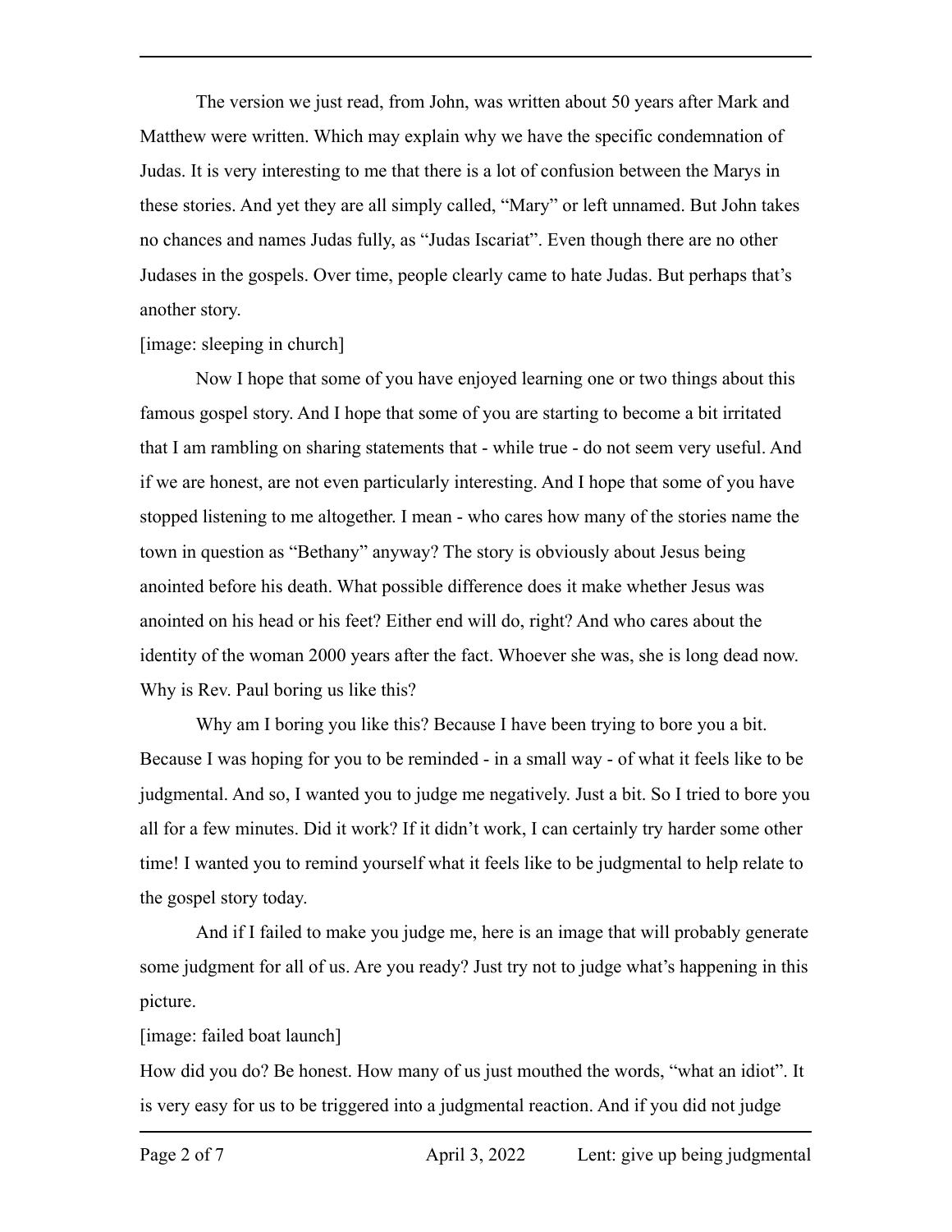The version we just read, from John, was written about 50 years after Mark and Matthew were written. Which may explain why we have the specific condemnation of Judas. It is very interesting to me that there is a lot of confusion between the Marys in these stories. And yet they are all simply called, "Mary" or left unnamed. But John takes no chances and names Judas fully, as "Judas Iscariat". Even though there are no other Judases in the gospels. Over time, people clearly came to hate Judas. But perhaps that's another story.

[image: sleeping in church]

Now I hope that some of you have enjoyed learning one or two things about this famous gospel story. And I hope that some of you are starting to become a bit irritated that I am rambling on sharing statements that - while true - do not seem very useful. And if we are honest, are not even particularly interesting. And I hope that some of you have stopped listening to me altogether. I mean - who cares how many of the stories name the town in question as "Bethany" anyway? The story is obviously about Jesus being anointed before his death. What possible difference does it make whether Jesus was anointed on his head or his feet? Either end will do, right? And who cares about the identity of the woman 2000 years after the fact. Whoever she was, she is long dead now. Why is Rev. Paul boring us like this?

Why am I boring you like this? Because I have been trying to bore you a bit. Because I was hoping for you to be reminded - in a small way - of what it feels like to be judgmental. And so, I wanted you to judge me negatively. Just a bit. So I tried to bore you all for a few minutes. Did it work? If it didn't work, I can certainly try harder some other time! I wanted you to remind yourself what it feels like to be judgmental to help relate to the gospel story today.

And if I failed to make you judge me, here is an image that will probably generate some judgment for all of us. Are you ready? Just try not to judge what's happening in this picture.

[image: failed boat launch]

How did you do? Be honest. How many of us just mouthed the words, "what an idiot". It is very easy for us to be triggered into a judgmental reaction. And if you did not judge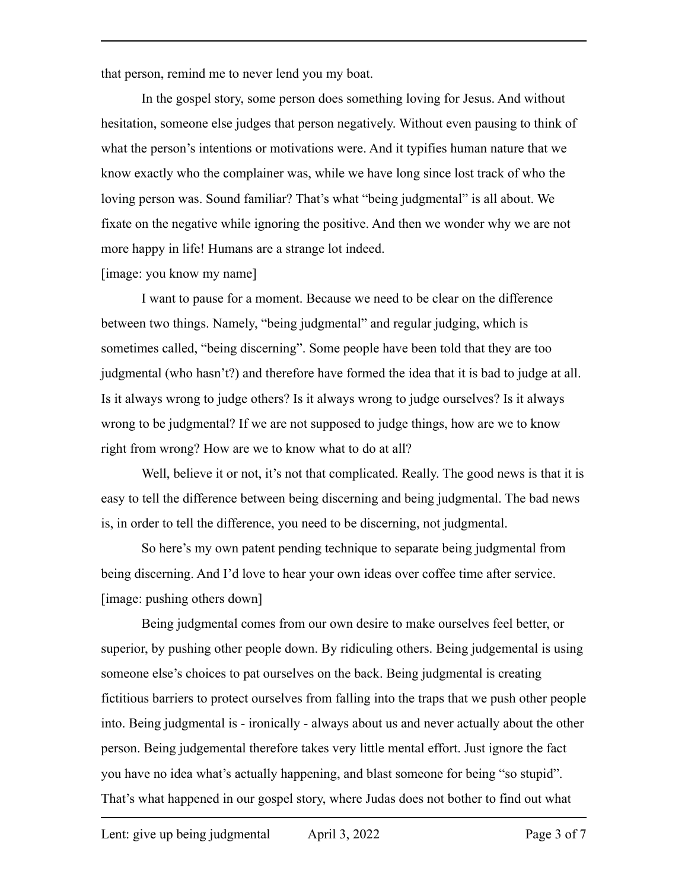that person, remind me to never lend you my boat.

In the gospel story, some person does something loving for Jesus. And without hesitation, someone else judges that person negatively. Without even pausing to think of what the person's intentions or motivations were. And it typifies human nature that we know exactly who the complainer was, while we have long since lost track of who the loving person was. Sound familiar? That's what "being judgmental" is all about. We fixate on the negative while ignoring the positive. And then we wonder why we are not more happy in life! Humans are a strange lot indeed.

[image: you know my name]

I want to pause for a moment. Because we need to be clear on the difference between two things. Namely, "being judgmental" and regular judging, which is sometimes called, "being discerning". Some people have been told that they are too judgmental (who hasn't?) and therefore have formed the idea that it is bad to judge at all. Is it always wrong to judge others? Is it always wrong to judge ourselves? Is it always wrong to be judgmental? If we are not supposed to judge things, how are we to know right from wrong? How are we to know what to do at all?

Well, believe it or not, it's not that complicated. Really. The good news is that it is easy to tell the difference between being discerning and being judgmental. The bad news is, in order to tell the difference, you need to be discerning, not judgmental.

So here's my own patent pending technique to separate being judgmental from being discerning. And I'd love to hear your own ideas over coffee time after service.

[image: pushing others down]

Being judgmental comes from our own desire to make ourselves feel better, or superior, by pushing other people down. By ridiculing others. Being judgemental is using someone else's choices to pat ourselves on the back. Being judgmental is creating fictitious barriers to protect ourselves from falling into the traps that we push other people into. Being judgmental is - ironically - always about us and never actually about the other person. Being judgemental therefore takes very little mental effort. Just ignore the fact you have no idea what's actually happening, and blast someone for being "so stupid". That's what happened in our gospel story, where Judas does not bother to find out what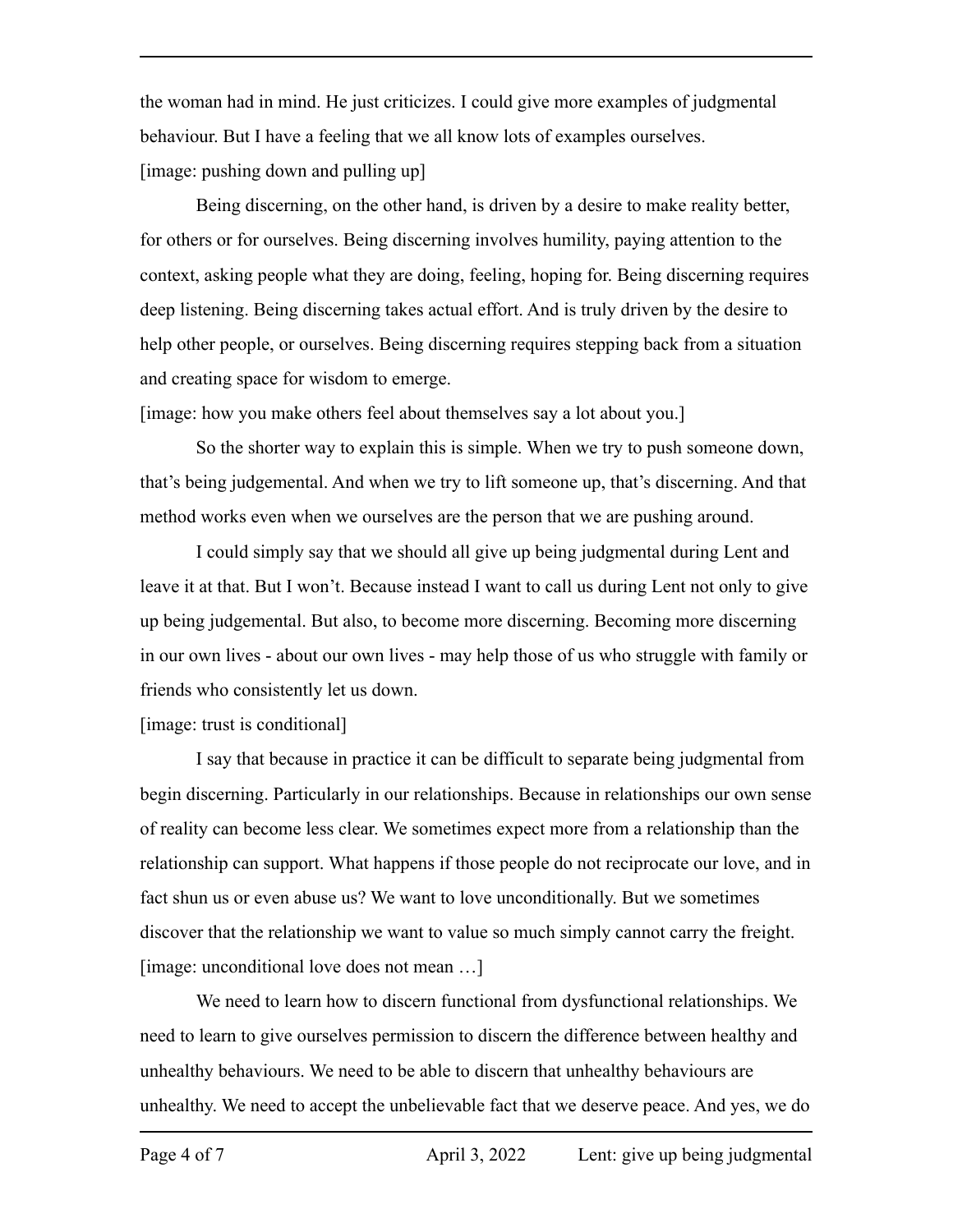the woman had in mind. He just criticizes. I could give more examples of judgmental behaviour. But I have a feeling that we all know lots of examples ourselves.

[image: pushing down and pulling up]

Being discerning, on the other hand, is driven by a desire to make reality better, for others or for ourselves. Being discerning involves humility, paying attention to the context, asking people what they are doing, feeling, hoping for. Being discerning requires deep listening. Being discerning takes actual effort. And is truly driven by the desire to help other people, or ourselves. Being discerning requires stepping back from a situation and creating space for wisdom to emerge.

[image: how you make others feel about themselves say a lot about you.]

So the shorter way to explain this is simple. When we try to push someone down, that's being judgemental. And when we try to lift someone up, that's discerning. And that method works even when we ourselves are the person that we are pushing around.

I could simply say that we should all give up being judgmental during Lent and leave it at that. But I won't. Because instead I want to call us during Lent not only to give up being judgemental. But also, to become more discerning. Becoming more discerning in our own lives - about our own lives - may help those of us who struggle with family or friends who consistently let us down.

[image: trust is conditional]

I say that because in practice it can be difficult to separate being judgmental from begin discerning. Particularly in our relationships. Because in relationships our own sense of reality can become less clear. We sometimes expect more from a relationship than the relationship can support. What happens if those people do not reciprocate our love, and in fact shun us or even abuse us? We want to love unconditionally. But we sometimes discover that the relationship we want to value so much simply cannot carry the freight.

[image: unconditional love does not mean …]

We need to learn how to discern functional from dysfunctional relationships. We need to learn to give ourselves permission to discern the difference between healthy and unhealthy behaviours. We need to be able to discern that unhealthy behaviours are unhealthy. We need to accept the unbelievable fact that we deserve peace. And yes, we do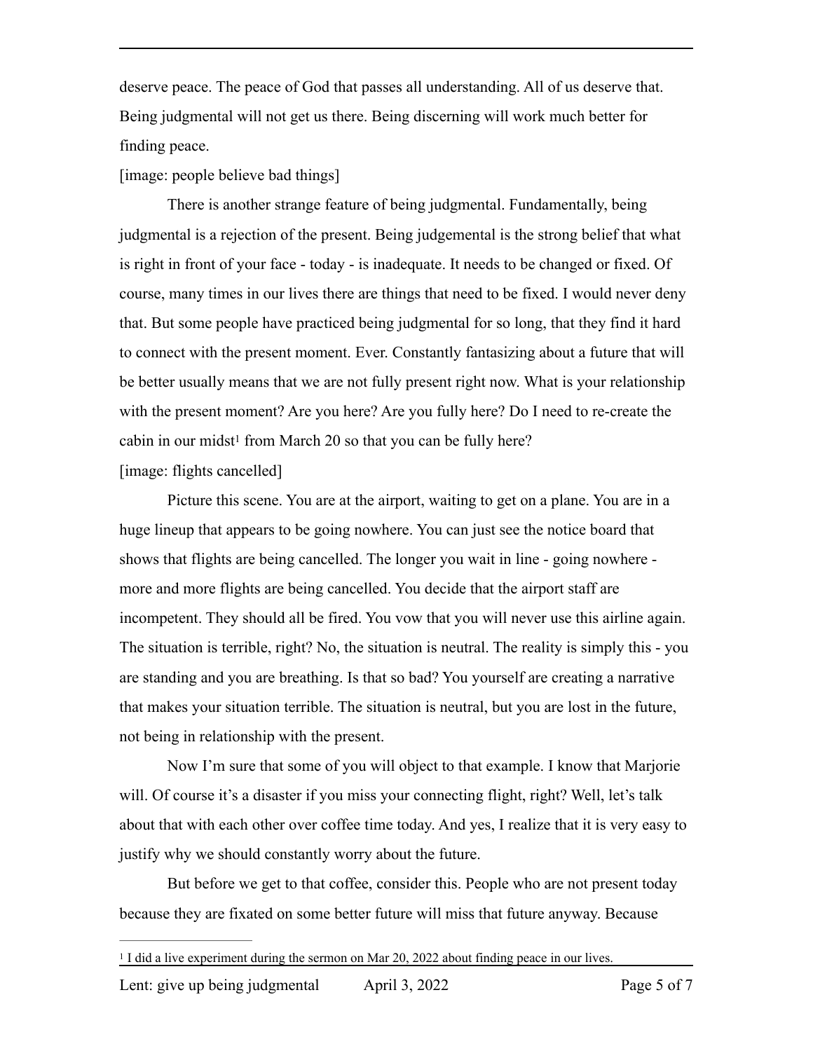deserve peace. The peace of God that passes all understanding. All of us deserve that. Being judgmental will not get us there. Being discerning will work much better for finding peace.

[image: people believe bad things]

There is another strange feature of being judgmental. Fundamentally, being judgmental is a rejection of the present. Being judgemental is the strong belief that what is right in front of your face - today - is inadequate. It needs to be changed or fixed. Of course, many times in our lives there are things that need to be fixed. I would never deny that. But some people have practiced being judgmental for so long, that they find it hard to connect with the present moment. Ever. Constantly fantasizing about a future that will be better usually means that we are not fully present right now. What is your relationship with the present moment? Are you here? Are you fully here? Do I need to re-create the cabin in our midst[1] from March 20 so that you can be fully here?

[image: flights cancelled]

Picture this scene. You are at the airport, waiting to get on a plane. You are in a huge lineup that appears to be going nowhere. You can just see the notice board that shows that flights are being cancelled. The longer you wait in line - going nowhere - more and more flights are being cancelled. You decide that the airport staff are incompetent. They should all be fired. You vow that you will never use this airline again. The situation is terrible, right? No, the situation is neutral. The reality is simply this - you are standing and you are breathing. Is that so bad? You yourself are creating a narrative that makes your situation terrible. The situation is neutral, but you are lost in the future, not being in relationship with the present.

Now I'm sure that some of you will object to that example. I know that Marjorie will. Of course it's a disaster if you miss your connecting flight, right? Well, let's talk about that with each other over coffee time today. And yes, I realize that it is very easy to justify why we should constantly worry about the future.

But before we get to that coffee, consider this. People who are not present today because they are fixated on some better future will miss that future anyway. Because

[1] I did a live experiment during the sermon on Mar 20, 2022 about finding peace in our lives.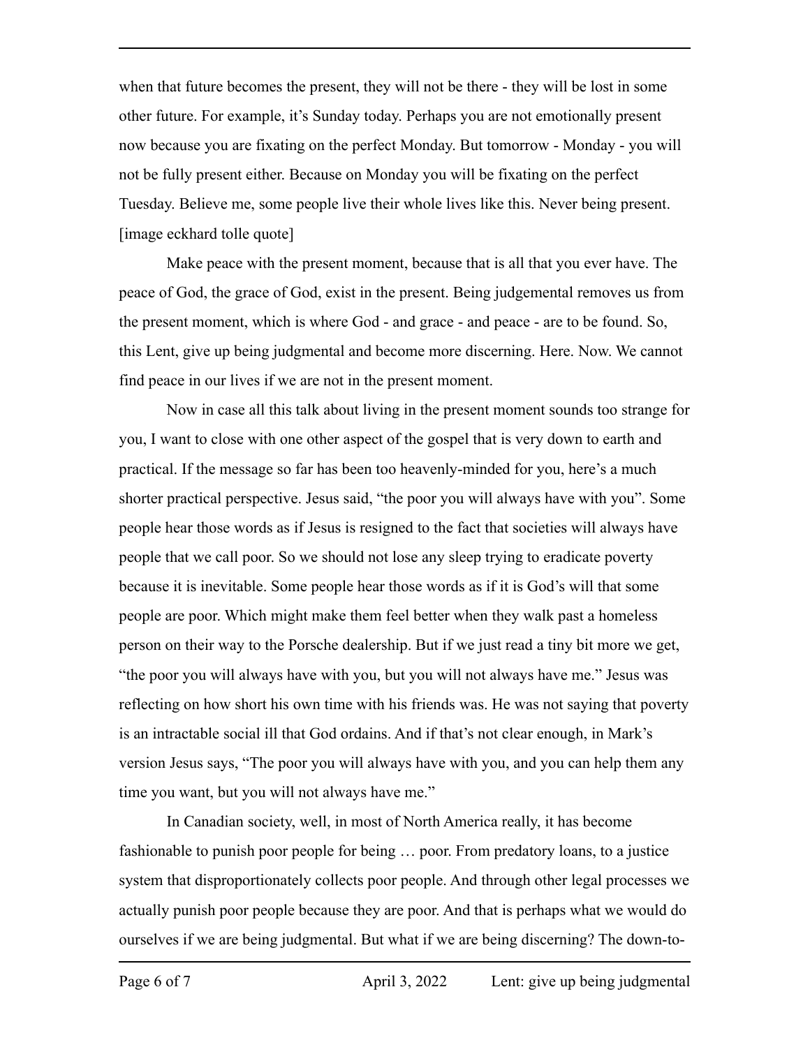when that future becomes the present, they will not be there - they will be lost in some other future. For example, it's Sunday today. Perhaps you are not emotionally present now because you are fixating on the perfect Monday. But tomorrow - Monday - you will not be fully present either. Because on Monday you will be fixating on the perfect Tuesday. Believe me, some people live their whole lives like this. Never being present. [image eckhard tolle quote]

Make peace with the present moment, because that is all that you ever have. The peace of God, the grace of God, exist in the present. Being judgemental removes us from the present moment, which is where God - and grace - and peace - are to be found. So, this Lent, give up being judgmental and become more discerning. Here. Now. We cannot find peace in our lives if we are not in the present moment.

Now in case all this talk about living in the present moment sounds too strange for you, I want to close with one other aspect of the gospel that is very down to earth and practical. If the message so far has been too heavenly-minded for you, here's a much shorter practical perspective. Jesus said, "the poor you will always have with you". Some people hear those words as if Jesus is resigned to the fact that societies will always have people that we call poor. So we should not lose any sleep trying to eradicate poverty because it is inevitable. Some people hear those words as if it is God's will that some people are poor. Which might make them feel better when they walk past a homeless person on their way to the Porsche dealership. But if we just read a tiny bit more we get, "the poor you will always have with you, but you will not always have me." Jesus was reflecting on how short his own time with his friends was. He was not saying that poverty is an intractable social ill that God ordains. And if that's not clear enough, in Mark's version Jesus says, "The poor you will always have with you, and you can help them any time you want, but you will not always have me."

In Canadian society, well, in most of North America really, it has become fashionable to punish poor people for being … poor. From predatory loans, to a justice system that disproportionately collects poor people. And through other legal processes we actually punish poor people because they are poor. And that is perhaps what we would do ourselves if we are being judgmental. But what if we are being discerning? The down-to-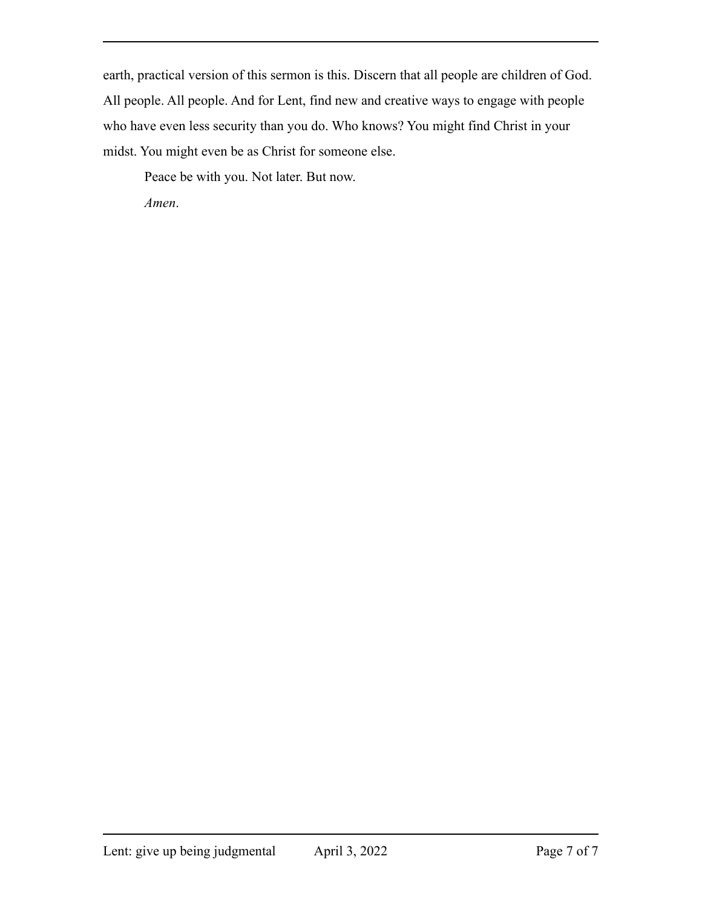earth, practical version of this sermon is this. Discern that all people are children of God. All people. All people. And for Lent, find new and creative ways to engage with people who have even less security than you do. Who knows? You might find Christ in your midst. You might even be as Christ for someone else.

Peace be with you. Not later. But now.

*Amen*.